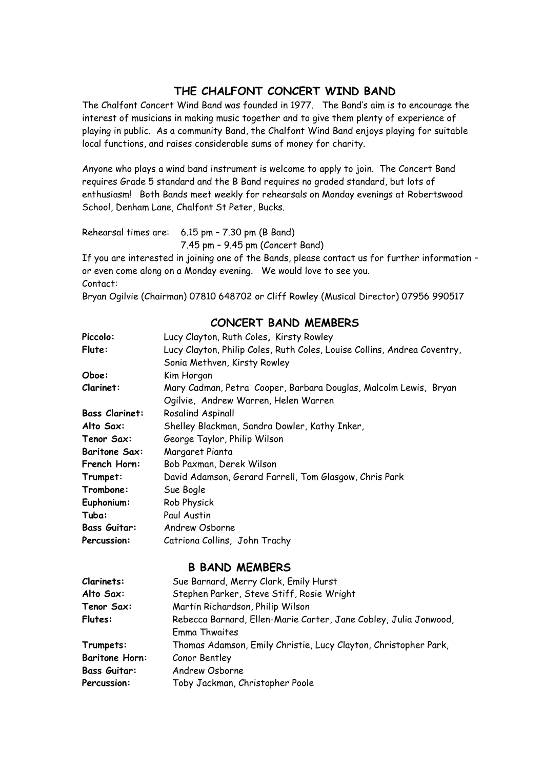# THE CHALFONT CONCERT WIND BAND

The Chalfont Concert Wind Band was founded in 1977. The Band's aim is to encourage the interest of musicians in making music together and to give them plenty of experience of playing in public. As a community Band, the Chalfont Wind Band enjoys playing for suitable local functions, and raises considerable sums of money for charity.

Anyone who plays a wind band instrument is welcome to apply to join. The Concert Band requires Grade 5 standard and the B Band requires no graded standard, but lots of enthusiasm! Both Bands meet weekly for rehearsals on Monday evenings at Robertswood School, Denham Lane, Chalfont St Peter, Bucks.

Rehearsal times are: 6.15 pm – 7.30 pm (B Band)
7.45 pm – 9.45 pm (Concert Band)

If you are interested in joining one of the Bands, please contact us for further information – or even come along on a Monday evening. We would love to see you.

Contact:
Bryan Ogilvie (Chairman) 07810 648702 or Cliff Rowley (Musical Director) 07956 990517

## CONCERT BAND MEMBERS

| | |
|---|---|
| **Piccolo:** | Lucy Clayton, Ruth Coles, Kirsty Rowley |
| **Flute:** | Lucy Clayton, Philip Coles, Ruth Coles, Louise Collins, Andrea Coventry, Sonia Methven, Kirsty Rowley |
| **Oboe:** | Kim Horgan |
| **Clarinet:** | Mary Cadman, Petra Cooper, Barbara Douglas, Malcolm Lewis, Bryan Ogilvie, Andrew Warren, Helen Warren |
| **Bass Clarinet:** | Rosalind Aspinall |
| **Alto Sax:** | Shelley Blackman, Sandra Dowler, Kathy Inker, |
| **Tenor Sax:** | George Taylor, Philip Wilson |
| **Baritone Sax:** | Margaret Pianta |
| **French Horn:** | Bob Paxman, Derek Wilson |
| **Trumpet:** | David Adamson, Gerard Farrell, Tom Glasgow, Chris Park |
| **Trombone:** | Sue Bogle |
| **Euphonium:** | Rob Physick |
| **Tuba:** | Paul Austin |
| **Bass Guitar:** | Andrew Osborne |
| **Percussion:** | Catriona Collins, John Trachy |

## B BAND MEMBERS

| | |
|---|---|
| **Clarinets:** | Sue Barnard, Merry Clark, Emily Hurst |
| **Alto Sax:** | Stephen Parker, Steve Stiff, Rosie Wright |
| **Tenor Sax:** | Martin Richardson, Philip Wilson |
| **Flutes:** | Rebecca Barnard, Ellen-Marie Carter, Jane Cobley, Julia Jonwood, Emma Thwaites |
| **Trumpets:** | Thomas Adamson, Emily Christie, Lucy Clayton, Christopher Park, |
| **Baritone Horn:** | Conor Bentley |
| **Bass Guitar:** | Andrew Osborne |
| **Percussion:** | Toby Jackman, Christopher Poole |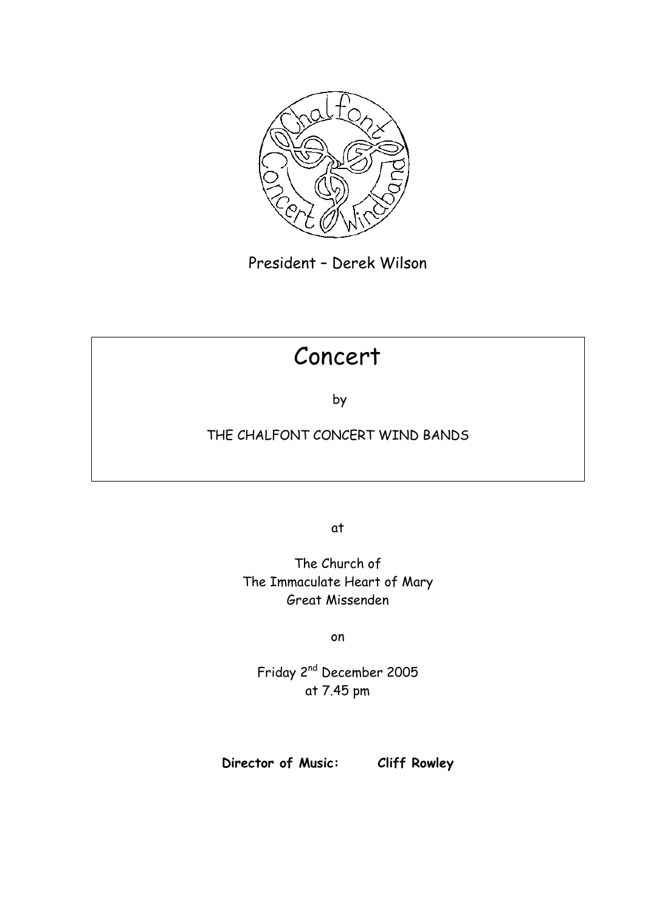President – Derek Wilson

# Concert

by

THE CHALFONT CONCERT WIND BANDS

at

The Church of
The Immaculate Heart of Mary
Great Missenden

on

Friday 2nd December 2005
at 7.45 pm

**Director of Music: Cliff Rowley**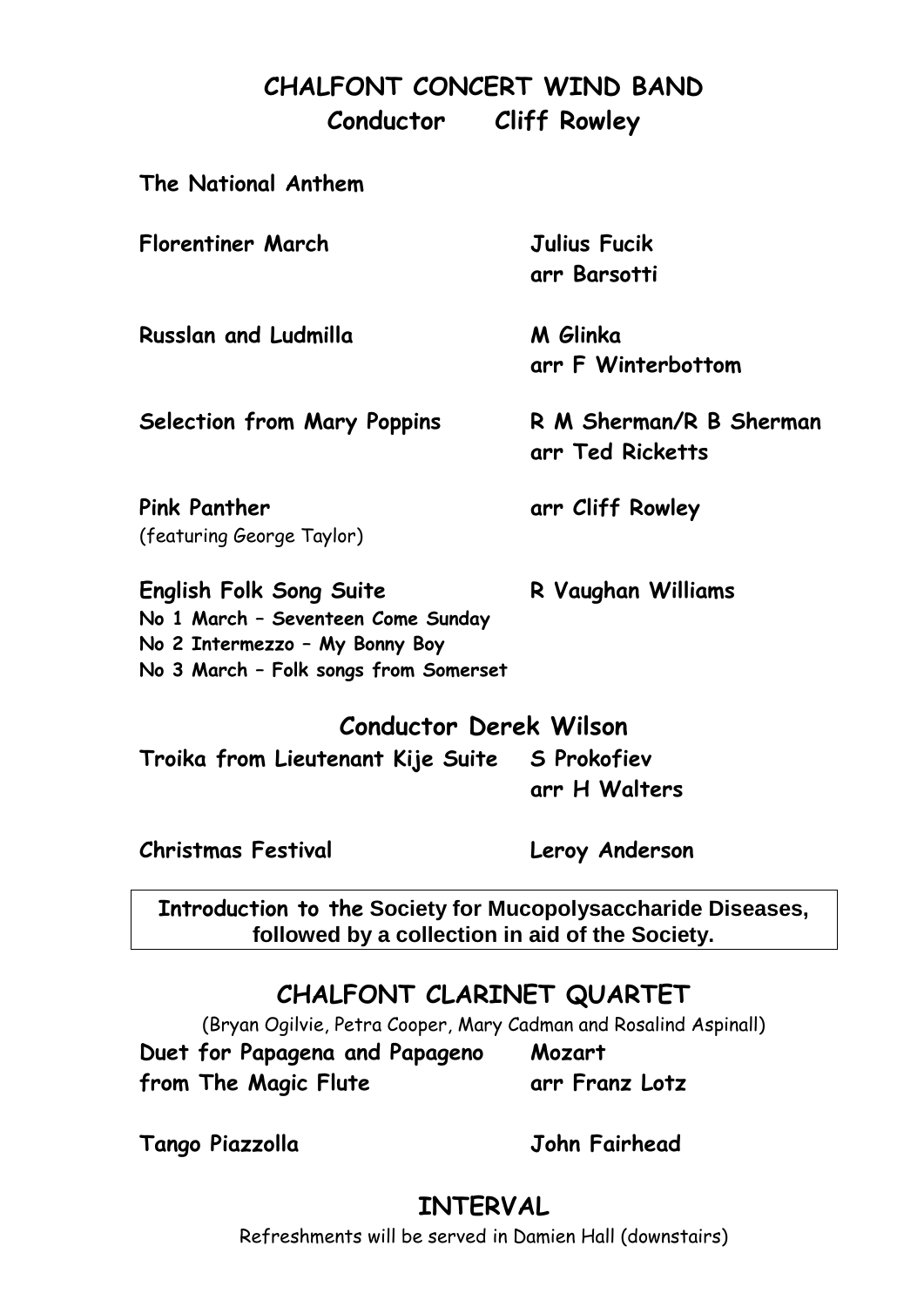## CHALFONT CONCERT WIND BAND

### Conductor Cliff Rowley

**The National Anthem**

| | |
|---|---|
| **Florentiner March** | **Julius Fucik** <br> **arr Barsotti** |
| **Russlan and Ludmilla** | **M Glinka** <br> **arr F Winterbottom** |
| **Selection from Mary Poppins** | **R M Sherman/R B Sherman** <br> **arr Ted Ricketts** |
| **Pink Panther** <br> (featuring George Taylor) | **arr Cliff Rowley** |
| **English Folk Song Suite** <br> **No 1 March – Seventeen Come Sunday** <br> **No 2 Intermezzo – My Bonny Boy** <br> **No 3 March – Folk songs from Somerset** | **R Vaughan Williams** |

### Conductor Derek Wilson

| | |
|---|---|
| **Troika from Lieutenant Kije Suite** | **S Prokofiev** <br> **arr H Walters** |
| **Christmas Festival** | **Leroy Anderson** |

**Introduction to the Society for Mucopolysaccharide Diseases, followed by a collection in aid of the Society.**

## CHALFONT CLARINET QUARTET

(Bryan Ogilvie, Petra Cooper, Mary Cadman and Rosalind Aspinall)

| | |
|---|---|
| **Duet for Papagena and Papageno from The Magic Flute** | **Mozart** <br> **arr Franz Lotz** |
| **Tango Piazzolla** | **John Fairhead** |

## INTERVAL

Refreshments will be served in Damien Hall (downstairs)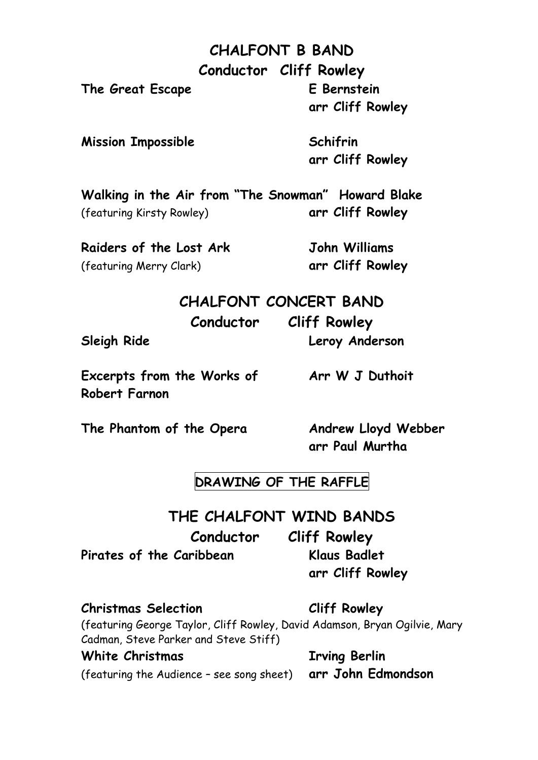## CHALFONT B BAND

### Conductor Cliff Rowley

**The Great Escape** — **E Bernstein**
**arr Cliff Rowley**

**Mission Impossible** — **Schifrin**
**arr Cliff Rowley**

**Walking in the Air from "The Snowman"** — **Howard Blake**
(featuring Kirsty Rowley) — **arr Cliff Rowley**

**Raiders of the Lost Ark** — **John Williams**
(featuring Merry Clark) — **arr Cliff Rowley**

## CHALFONT CONCERT BAND

### Conductor Cliff Rowley

**Sleigh Ride** — **Leroy Anderson**

**Excerpts from the Works of Robert Farnon** — **Arr W J Duthoit**

**The Phantom of the Opera** — **Andrew Lloyd Webber**
**arr Paul Murtha**

**DRAWING OF THE RAFFLE**

## THE CHALFONT WIND BANDS

### Conductor Cliff Rowley

**Pirates of the Caribbean** — **Klaus Badlet**
**arr Cliff Rowley**

**Christmas Selection** — **Cliff Rowley**
(featuring George Taylor, Cliff Rowley, David Adamson, Bryan Ogilvie, Mary Cadman, Steve Parker and Steve Stiff)

**White Christmas** — **Irving Berlin**
(featuring the Audience – see song sheet) — **arr John Edmondson**